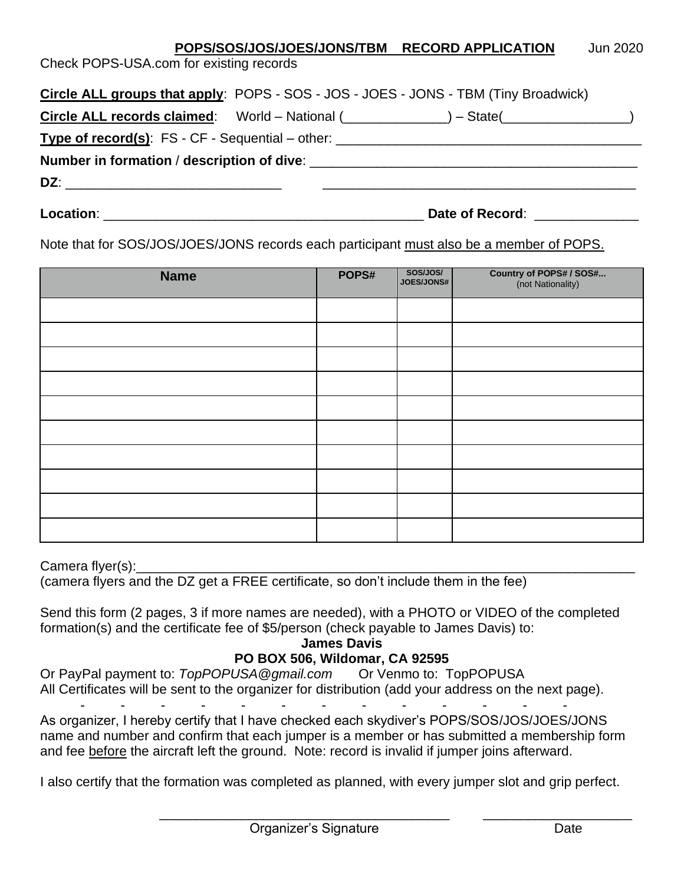# POPS/SOS/JOS/JOES/JONS/TBM RECORD APPLICATION

Jun 2020

Check POPS-USA.com for existing records

**Circle ALL groups that apply**: POPS - SOS - JOS - JOES - JONS - TBM (Tiny Broadwick)

**Circle ALL records claimed**: World – National (______________) – State(_________________)

**Type of record(s)**: FS - CF - Sequential – other: _________________________________________

**Number in formation / description of dive**: ____________________________________________

**DZ**: _____________________________ ___________________________________________

**Location**: ___________________________________________ **Date of Record**: ______________

Note that for SOS/JOS/JOES/JONS records each participant must also be a member of POPS.

| Name | POPS# | SOS/JOS/ JOES/JONS# | Country of POPS# / SOS#... (not Nationality) |
|---|---|---|---|
| | | | |
| | | | |
| | | | |
| | | | |
| | | | |
| | | | |
| | | | |
| | | | |
| | | | |
| | | | |

Camera flyer(s):_______________________________________________________________________

(camera flyers and the DZ get a FREE certificate, so don't include them in the fee)

Send this form (2 pages, 3 if more names are needed), with a PHOTO or VIDEO of the completed formation(s) and the certificate fee of $5/person (check payable to James Davis) to:

**James Davis**
**PO BOX 506, Wildomar, CA 92595**

Or PayPal payment to: *TopPOPUSA@gmail.com* Or Venmo to: TopPOPUSA

All Certificates will be sent to the organizer for distribution (add your address on the next page).

\- - - - - - - - - - - - -

As organizer, I hereby certify that I have checked each skydiver's POPS/SOS/JOS/JOES/JONS name and number and confirm that each jumper is a member or has submitted a membership form and fee before the aircraft left the ground. Note: record is invalid if jumper joins afterward.

I also certify that the formation was completed as planned, with every jumper slot and grip perfect.

________________________________________ ____________________

Organizer's Signature Date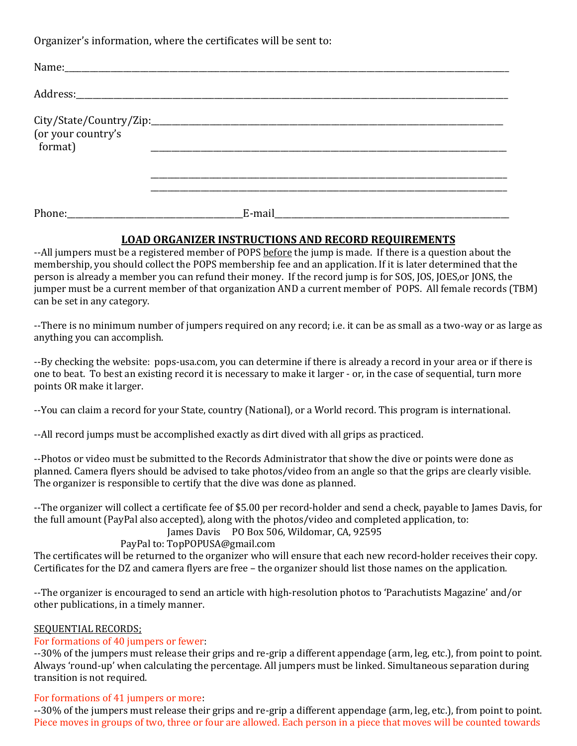Organizer's information, where the certificates will be sent to:

Name:\_\_\_\_\_\_\_\_\_\_\_\_\_\_\_\_\_\_\_\_\_\_\_\_\_\_\_\_\_\_\_\_\_\_\_\_\_\_\_\_\_\_\_\_\_\_\_\_\_\_\_\_\_\_\_\_\_\_\_\_\_\_\_\_\_\_\_\_\_\_

Address:\_\_\_\_\_\_\_\_\_\_\_\_\_\_\_\_\_\_\_\_\_\_\_\_\_\_\_\_\_\_\_\_\_\_\_\_\_\_\_\_\_\_\_\_\_\_\_\_\_\_\_\_\_\_\_\_\_\_\_\_\_\_\_\_\_\_\_\_

City/State/Country/Zip:\_\_\_\_\_\_\_\_\_\_\_\_\_\_\_\_\_\_\_\_\_\_\_\_\_\_\_\_\_\_\_\_\_\_\_\_\_\_\_\_\_\_\_\_\_\_\_\_\_\_\_\_\_\_\_
(or your country's format) \_\_\_\_\_\_\_\_\_\_\_\_\_\_\_\_\_\_\_\_\_\_\_\_\_\_\_\_\_\_\_\_\_\_\_\_\_\_\_\_\_\_\_\_\_\_\_\_\_\_\_\_\_\_\_

\_\_\_\_\_\_\_\_\_\_\_\_\_\_\_\_\_\_\_\_\_\_\_\_\_\_\_\_\_\_\_\_\_\_\_\_\_\_\_\_\_\_\_\_\_\_\_\_\_\_\_\_\_\_\_

\_\_\_\_\_\_\_\_\_\_\_\_\_\_\_\_\_\_\_\_\_\_\_\_\_\_\_\_\_\_\_\_\_\_\_\_\_\_\_\_\_\_\_\_\_\_\_\_\_\_\_\_\_\_\_

Phone:\_\_\_\_\_\_\_\_\_\_\_\_\_\_\_\_\_\_\_\_\_\_\_\_\_\_\_\_E-mail\_\_\_\_\_\_\_\_\_\_\_\_\_\_\_\_\_\_\_\_\_\_\_\_\_\_\_\_\_\_\_\_\_\_\_\_

## LOAD ORGANIZER INSTRUCTIONS AND RECORD REQUIREMENTS

--All jumpers must be a registered member of POPS before the jump is made. If there is a question about the membership, you should collect the POPS membership fee and an application. If it is later determined that the person is already a member you can refund their money. If the record jump is for SOS, JOS, JOES,or JONS, the jumper must be a current member of that organization AND a current member of POPS. All female records (TBM) can be set in any category.

--There is no minimum number of jumpers required on any record; i.e. it can be as small as a two-way or as large as anything you can accomplish.

--By checking the website: pops-usa.com, you can determine if there is already a record in your area or if there is one to beat. To best an existing record it is necessary to make it larger - or, in the case of sequential, turn more points OR make it larger.

--You can claim a record for your State, country (National), or a World record. This program is international.

--All record jumps must be accomplished exactly as dirt dived with all grips as practiced.

--Photos or video must be submitted to the Records Administrator that show the dive or points were done as planned. Camera flyers should be advised to take photos/video from an angle so that the grips are clearly visible. The organizer is responsible to certify that the dive was done as planned.

--The organizer will collect a certificate fee of $5.00 per record-holder and send a check, payable to James Davis, for the full amount (PayPal also accepted), along with the photos/video and completed application, to:

James Davis PO Box 506, Wildomar, CA, 92595
PayPal to: TopPOPUSA@gmail.com

The certificates will be returned to the organizer who will ensure that each new record-holder receives their copy. Certificates for the DZ and camera flyers are free – the organizer should list those names on the application.

--The organizer is encouraged to send an article with high-resolution photos to 'Parachutists Magazine' and/or other publications, in a timely manner.

SEQUENTIAL RECORDS;

For formations of 40 jumpers or fewer:

--30% of the jumpers must release their grips and re-grip a different appendage (arm, leg, etc.), from point to point. Always 'round-up' when calculating the percentage. All jumpers must be linked. Simultaneous separation during transition is not required.

For formations of 41 jumpers or more:

--30% of the jumpers must release their grips and re-grip a different appendage (arm, leg, etc.), from point to point. Piece moves in groups of two, three or four are allowed. Each person in a piece that moves will be counted towards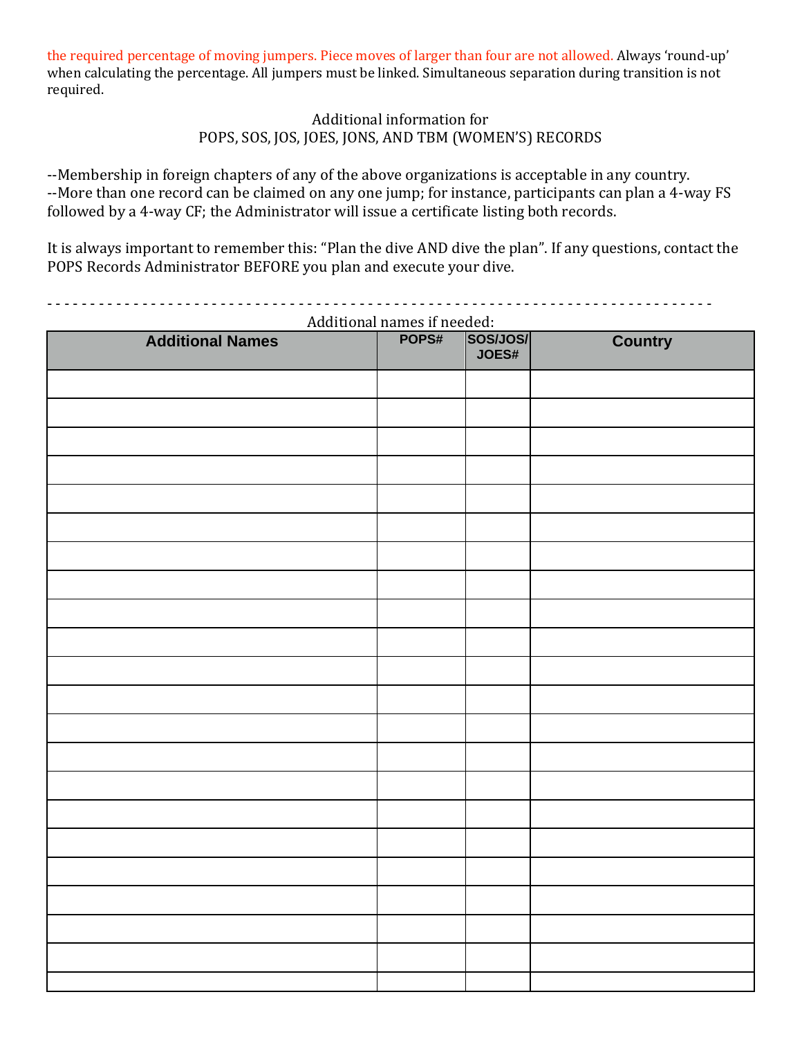the required percentage of moving jumpers. Piece moves of larger than four are not allowed. Always 'round-up' when calculating the percentage. All jumpers must be linked. Simultaneous separation during transition is not required.

Additional information for
POPS, SOS, JOS, JOES, JONS, AND TBM (WOMEN'S) RECORDS

--Membership in foreign chapters of any of the above organizations is acceptable in any country.
--More than one record can be claimed on any one jump; for instance, participants can plan a 4-way FS followed by a 4-way CF; the Administrator will issue a certificate listing both records.

It is always important to remember this: "Plan the dive AND dive the plan". If any questions, contact the POPS Records Administrator BEFORE you plan and execute your dive.

- - - - - - - - - - - - - - - - - - - - - - - - - - - - - - - - - - - - - - - - - - - - - - - - - - - - - - - - - - - - - - - - - - - - - - - - - - - -

Additional names if needed:

| Additional Names | POPS# | SOS/JOS/ JOES# | Country |
|---|---|---|---|
| | | | |
| | | | |
| | | | |
| | | | |
| | | | |
| | | | |
| | | | |
| | | | |
| | | | |
| | | | |
| | | | |
| | | | |
| | | | |
| | | | |
| | | | |
| | | | |
| | | | |
| | | | |
| | | | |
| | | | |
| | | | |
| | | | |